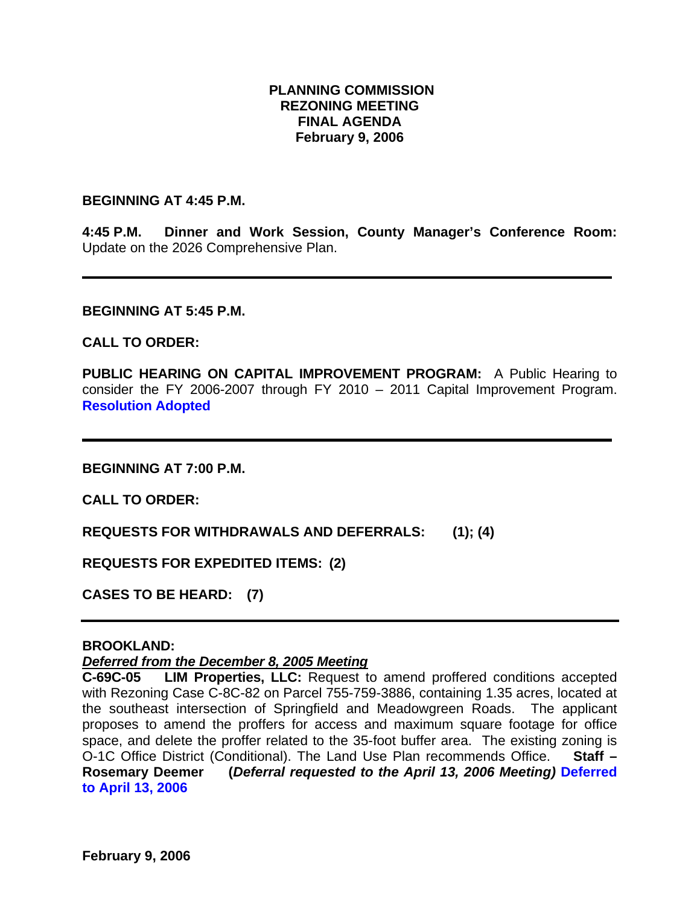# PLANNING COMMISSION
## REZONING MEETING
## FINAL AGENDA
## February 9, 2006

**BEGINNING AT 4:45 P.M.**

**4:45 P.M. Dinner and Work Session, County Manager's Conference Room:** Update on the 2026 Comprehensive Plan.

---

**BEGINNING AT 5:45 P.M.**

**CALL TO ORDER:**

**PUBLIC HEARING ON CAPITAL IMPROVEMENT PROGRAM:** A Public Hearing to consider the FY 2006-2007 through FY 2010 – 2011 Capital Improvement Program. **Resolution Adopted**

---

**BEGINNING AT 7:00 P.M.**

**CALL TO ORDER:**

**REQUESTS FOR WITHDRAWALS AND DEFERRALS: (1); (4)**

**REQUESTS FOR EXPEDITED ITEMS: (2)**

**CASES TO BE HEARD: (7)**

---

**BROOKLAND:**

***Deferred from the December 8, 2005 Meeting***

**C-69C-05 LIM Properties, LLC:** Request to amend proffered conditions accepted with Rezoning Case C-8C-82 on Parcel 755-759-3886, containing 1.35 acres, located at the southeast intersection of Springfield and Meadowgreen Roads. The applicant proposes to amend the proffers for access and maximum square footage for office space, and delete the proffer related to the 35-foot buffer area. The existing zoning is O-1C Office District (Conditional). The Land Use Plan recommends Office. **Staff – Rosemary Deemer** **(*Deferral requested to the April 13, 2006 Meeting)*** **Deferred to April 13, 2006**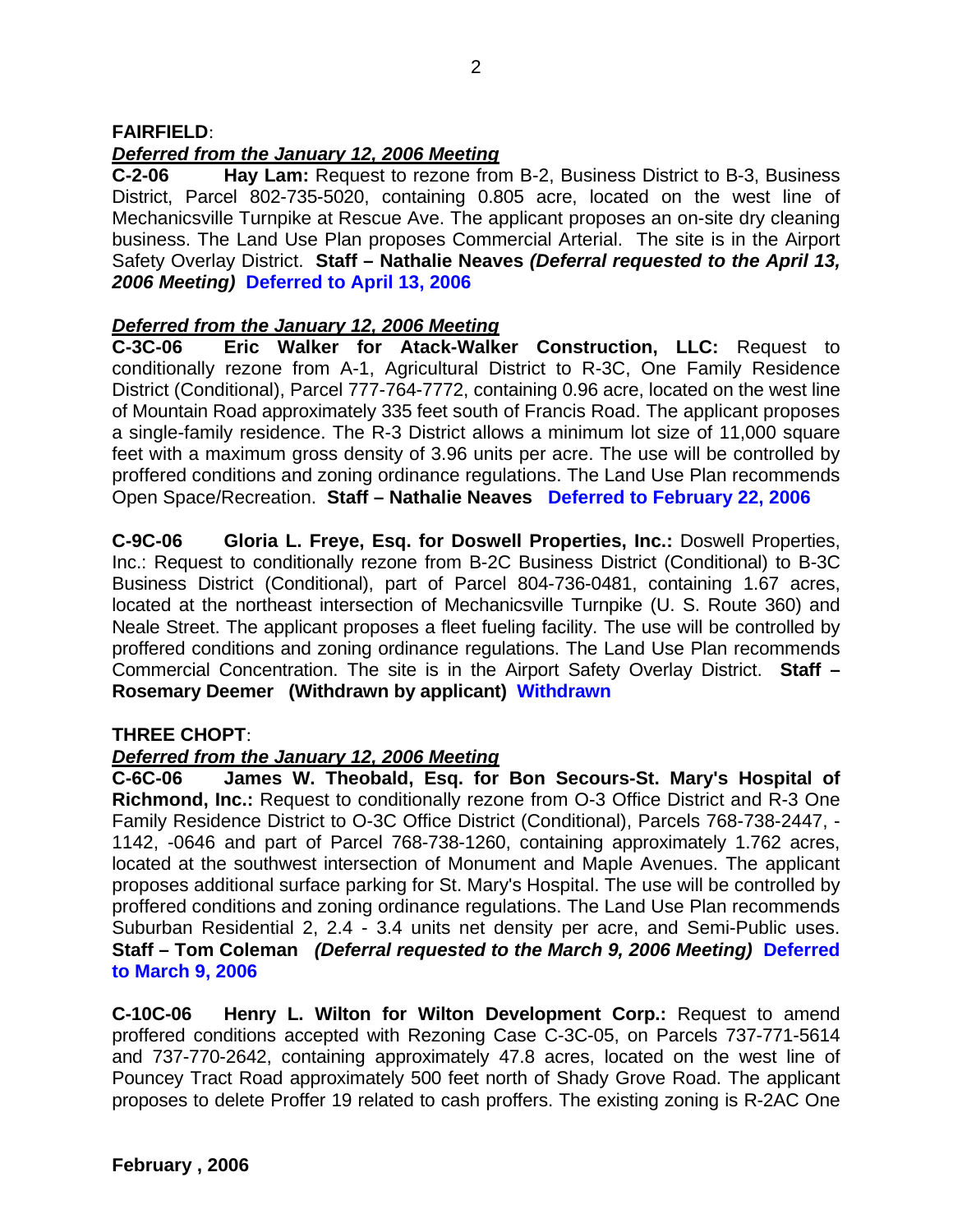**FAIRFIELD**:

***Deferred from the January 12, 2006 Meeting***

**C-2-06 Hay Lam:** Request to rezone from B-2, Business District to B-3, Business District, Parcel 802-735-5020, containing 0.805 acre, located on the west line of Mechanicsville Turnpike at Rescue Ave. The applicant proposes an on-site dry cleaning business. The Land Use Plan proposes Commercial Arterial. The site is in the Airport Safety Overlay District. **Staff – Nathalie Neaves *(Deferral requested to the April 13, 2006 Meeting)* Deferred to April 13, 2006**

***Deferred from the January 12, 2006 Meeting***

**C-3C-06 Eric Walker for Atack-Walker Construction, LLC:** Request to conditionally rezone from A-1, Agricultural District to R-3C, One Family Residence District (Conditional), Parcel 777-764-7772, containing 0.96 acre, located on the west line of Mountain Road approximately 335 feet south of Francis Road. The applicant proposes a single-family residence. The R-3 District allows a minimum lot size of 11,000 square feet with a maximum gross density of 3.96 units per acre. The use will be controlled by proffered conditions and zoning ordinance regulations. The Land Use Plan recommends Open Space/Recreation. **Staff – Nathalie Neaves Deferred to February 22, 2006**

**C-9C-06 Gloria L. Freye, Esq. for Doswell Properties, Inc.:** Doswell Properties, Inc.: Request to conditionally rezone from B-2C Business District (Conditional) to B-3C Business District (Conditional), part of Parcel 804-736-0481, containing 1.67 acres, located at the northeast intersection of Mechanicsville Turnpike (U. S. Route 360) and Neale Street. The applicant proposes a fleet fueling facility. The use will be controlled by proffered conditions and zoning ordinance regulations. The Land Use Plan recommends Commercial Concentration. The site is in the Airport Safety Overlay District. **Staff – Rosemary Deemer (Withdrawn by applicant) Withdrawn**

**THREE CHOPT**:

***Deferred from the January 12, 2006 Meeting***

**C-6C-06 James W. Theobald, Esq. for Bon Secours-St. Mary's Hospital of Richmond, Inc.:** Request to conditionally rezone from O-3 Office District and R-3 One Family Residence District to O-3C Office District (Conditional), Parcels 768-738-2447, -1142, -0646 and part of Parcel 768-738-1260, containing approximately 1.762 acres, located at the southwest intersection of Monument and Maple Avenues. The applicant proposes additional surface parking for St. Mary's Hospital. The use will be controlled by proffered conditions and zoning ordinance regulations. The Land Use Plan recommends Suburban Residential 2, 2.4 - 3.4 units net density per acre, and Semi-Public uses. **Staff – Tom Coleman *(Deferral requested to the March 9, 2006 Meeting)* Deferred to March 9, 2006**

**C-10C-06 Henry L. Wilton for Wilton Development Corp.:** Request to amend proffered conditions accepted with Rezoning Case C-3C-05, on Parcels 737-771-5614 and 737-770-2642, containing approximately 47.8 acres, located on the west line of Pouncey Tract Road approximately 500 feet north of Shady Grove Road. The applicant proposes to delete Proffer 19 related to cash proffers. The existing zoning is R-2AC One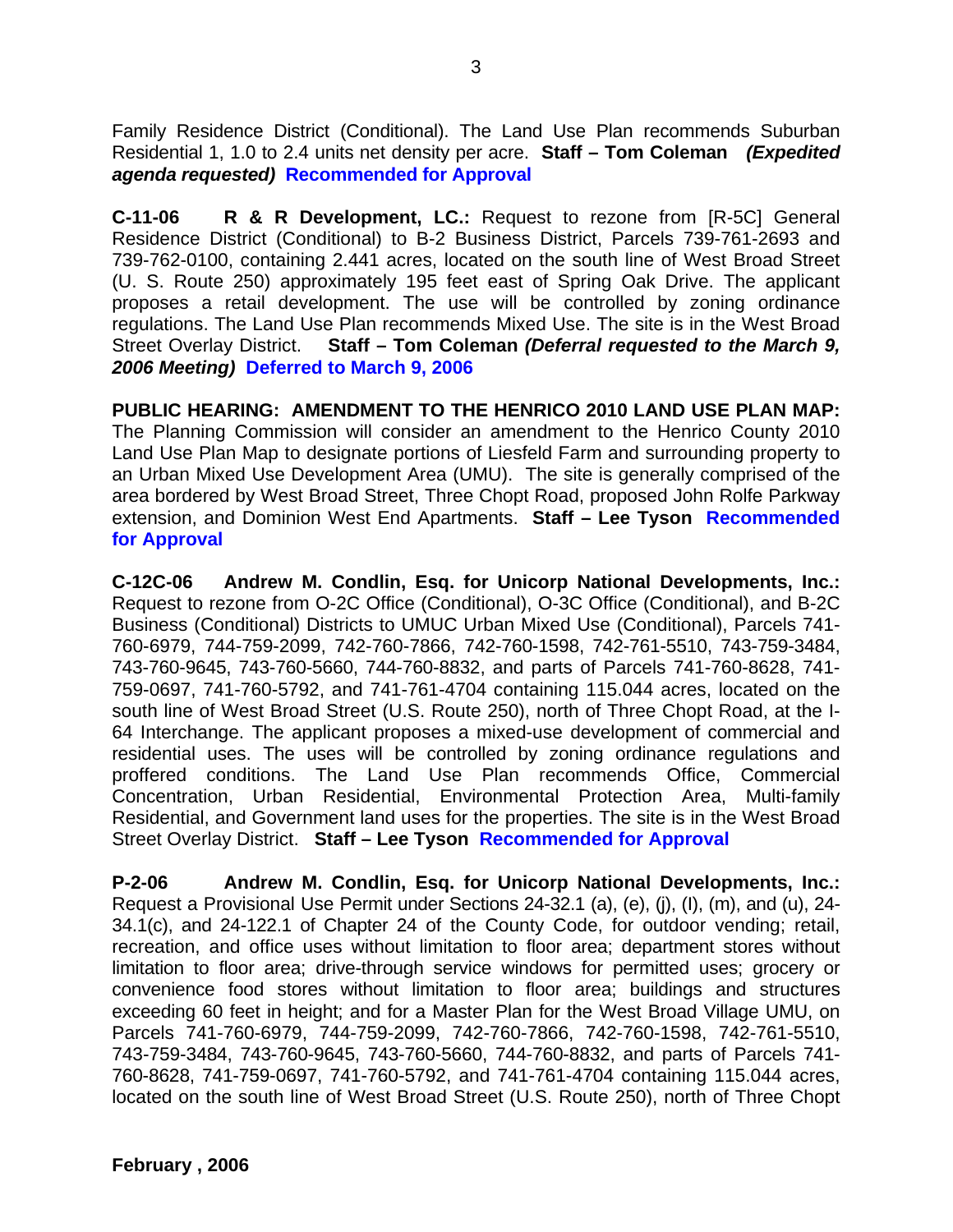Family Residence District (Conditional). The Land Use Plan recommends Suburban Residential 1, 1.0 to 2.4 units net density per acre. **Staff – Tom Coleman** ***(Expedited agenda requested)*** **Recommended for Approval**

**C-11-06 R & R Development, LC.:** Request to rezone from [R-5C] General Residence District (Conditional) to B-2 Business District, Parcels 739-761-2693 and 739-762-0100, containing 2.441 acres, located on the south line of West Broad Street (U. S. Route 250) approximately 195 feet east of Spring Oak Drive. The applicant proposes a retail development. The use will be controlled by zoning ordinance regulations. The Land Use Plan recommends Mixed Use. The site is in the West Broad Street Overlay District. **Staff – Tom Coleman** ***(Deferral requested to the March 9, 2006 Meeting)*** **Deferred to March 9, 2006**

**PUBLIC HEARING: AMENDMENT TO THE HENRICO 2010 LAND USE PLAN MAP:** The Planning Commission will consider an amendment to the Henrico County 2010 Land Use Plan Map to designate portions of Liesfeld Farm and surrounding property to an Urban Mixed Use Development Area (UMU). The site is generally comprised of the area bordered by West Broad Street, Three Chopt Road, proposed John Rolfe Parkway extension, and Dominion West End Apartments. **Staff – Lee Tyson** **Recommended for Approval**

**C-12C-06 Andrew M. Condlin, Esq. for Unicorp National Developments, Inc.:** Request to rezone from O-2C Office (Conditional), O-3C Office (Conditional), and B-2C Business (Conditional) Districts to UMUC Urban Mixed Use (Conditional), Parcels 741-760-6979, 744-759-2099, 742-760-7866, 742-760-1598, 742-761-5510, 743-759-3484, 743-760-9645, 743-760-5660, 744-760-8832, and parts of Parcels 741-760-8628, 741-759-0697, 741-760-5792, and 741-761-4704 containing 115.044 acres, located on the south line of West Broad Street (U.S. Route 250), north of Three Chopt Road, at the I-64 Interchange. The applicant proposes a mixed-use development of commercial and residential uses. The uses will be controlled by zoning ordinance regulations and proffered conditions. The Land Use Plan recommends Office, Commercial Concentration, Urban Residential, Environmental Protection Area, Multi-family Residential, and Government land uses for the properties. The site is in the West Broad Street Overlay District. **Staff – Lee Tyson** **Recommended for Approval**

**P-2-06 Andrew M. Condlin, Esq. for Unicorp National Developments, Inc.:** Request a Provisional Use Permit under Sections 24-32.1 (a), (e), (j), (l), (m), and (u), 24-34.1(c), and 24-122.1 of Chapter 24 of the County Code, for outdoor vending; retail, recreation, and office uses without limitation to floor area; department stores without limitation to floor area; drive-through service windows for permitted uses; grocery or convenience food stores without limitation to floor area; buildings and structures exceeding 60 feet in height; and for a Master Plan for the West Broad Village UMU, on Parcels 741-760-6979, 744-759-2099, 742-760-7866, 742-760-1598, 742-761-5510, 743-759-3484, 743-760-9645, 743-760-5660, 744-760-8832, and parts of Parcels 741-760-8628, 741-759-0697, 741-760-5792, and 741-761-4704 containing 115.044 acres, located on the south line of West Broad Street (U.S. Route 250), north of Three Chopt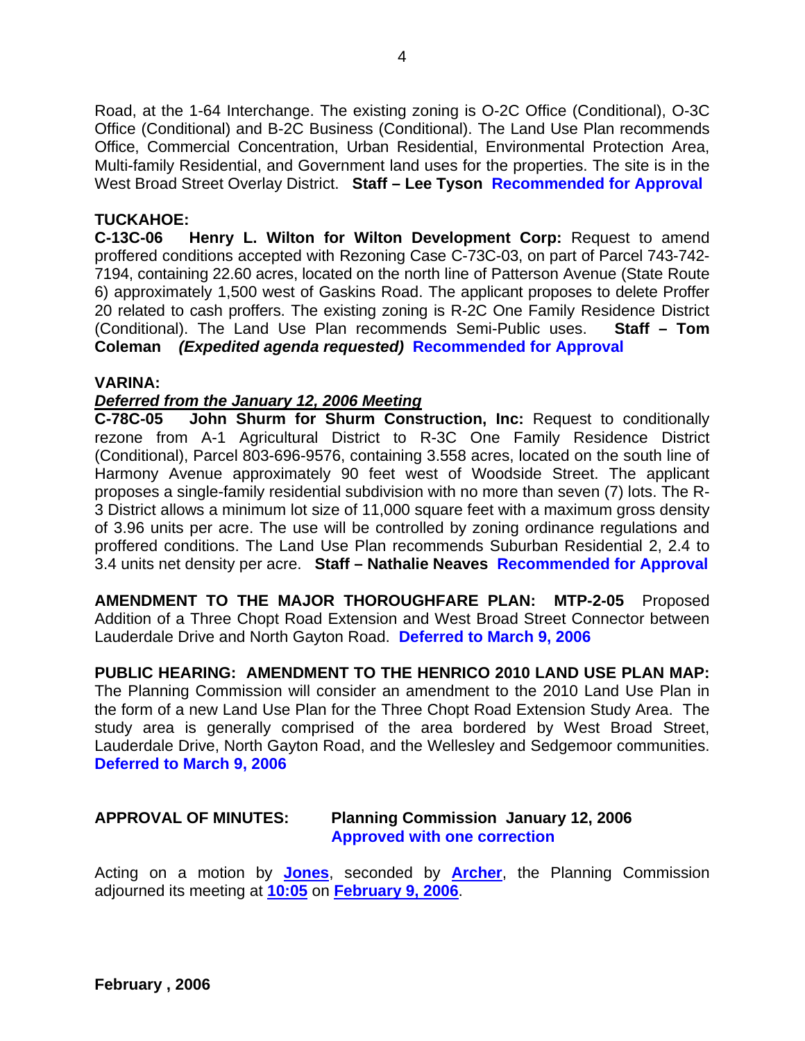Road, at the 1-64 Interchange. The existing zoning is O-2C Office (Conditional), O-3C Office (Conditional) and B-2C Business (Conditional). The Land Use Plan recommends Office, Commercial Concentration, Urban Residential, Environmental Protection Area, Multi-family Residential, and Government land uses for the properties. The site is in the West Broad Street Overlay District. **Staff – Lee Tyson** **Recommended for Approval**

**TUCKAHOE:**
**C-13C-06 Henry L. Wilton for Wilton Development Corp:** Request to amend proffered conditions accepted with Rezoning Case C-73C-03, on part of Parcel 743-742-7194, containing 22.60 acres, located on the north line of Patterson Avenue (State Route 6) approximately 1,500 west of Gaskins Road. The applicant proposes to delete Proffer 20 related to cash proffers. The existing zoning is R-2C One Family Residence District (Conditional). The Land Use Plan recommends Semi-Public uses. **Staff – Tom Coleman** ***(Expedited agenda requested)*** **Recommended for Approval**

**VARINA:**
***Deferred from the January 12, 2006 Meeting***
**C-78C-05 John Shurm for Shurm Construction, Inc:** Request to conditionally rezone from A-1 Agricultural District to R-3C One Family Residence District (Conditional), Parcel 803-696-9576, containing 3.558 acres, located on the south line of Harmony Avenue approximately 90 feet west of Woodside Street. The applicant proposes a single-family residential subdivision with no more than seven (7) lots. The R-3 District allows a minimum lot size of 11,000 square feet with a maximum gross density of 3.96 units per acre. The use will be controlled by zoning ordinance regulations and proffered conditions. The Land Use Plan recommends Suburban Residential 2, 2.4 to 3.4 units net density per acre. **Staff – Nathalie Neaves** **Recommended for Approval**

**AMENDMENT TO THE MAJOR THOROUGHFARE PLAN: MTP-2-05** Proposed Addition of a Three Chopt Road Extension and West Broad Street Connector between Lauderdale Drive and North Gayton Road. **Deferred to March 9, 2006**

**PUBLIC HEARING: AMENDMENT TO THE HENRICO 2010 LAND USE PLAN MAP:** The Planning Commission will consider an amendment to the 2010 Land Use Plan in the form of a new Land Use Plan for the Three Chopt Road Extension Study Area. The study area is generally comprised of the area bordered by West Broad Street, Lauderdale Drive, North Gayton Road, and the Wellesley and Sedgemoor communities. **Deferred to March 9, 2006**

**APPROVAL OF MINUTES:** **Planning Commission January 12, 2006**
**Approved with one correction**

Acting on a motion by **Jones**, seconded by **Archer**, the Planning Commission adjourned its meeting at **10:05** on **February 9, 2006**.

**February , 2006**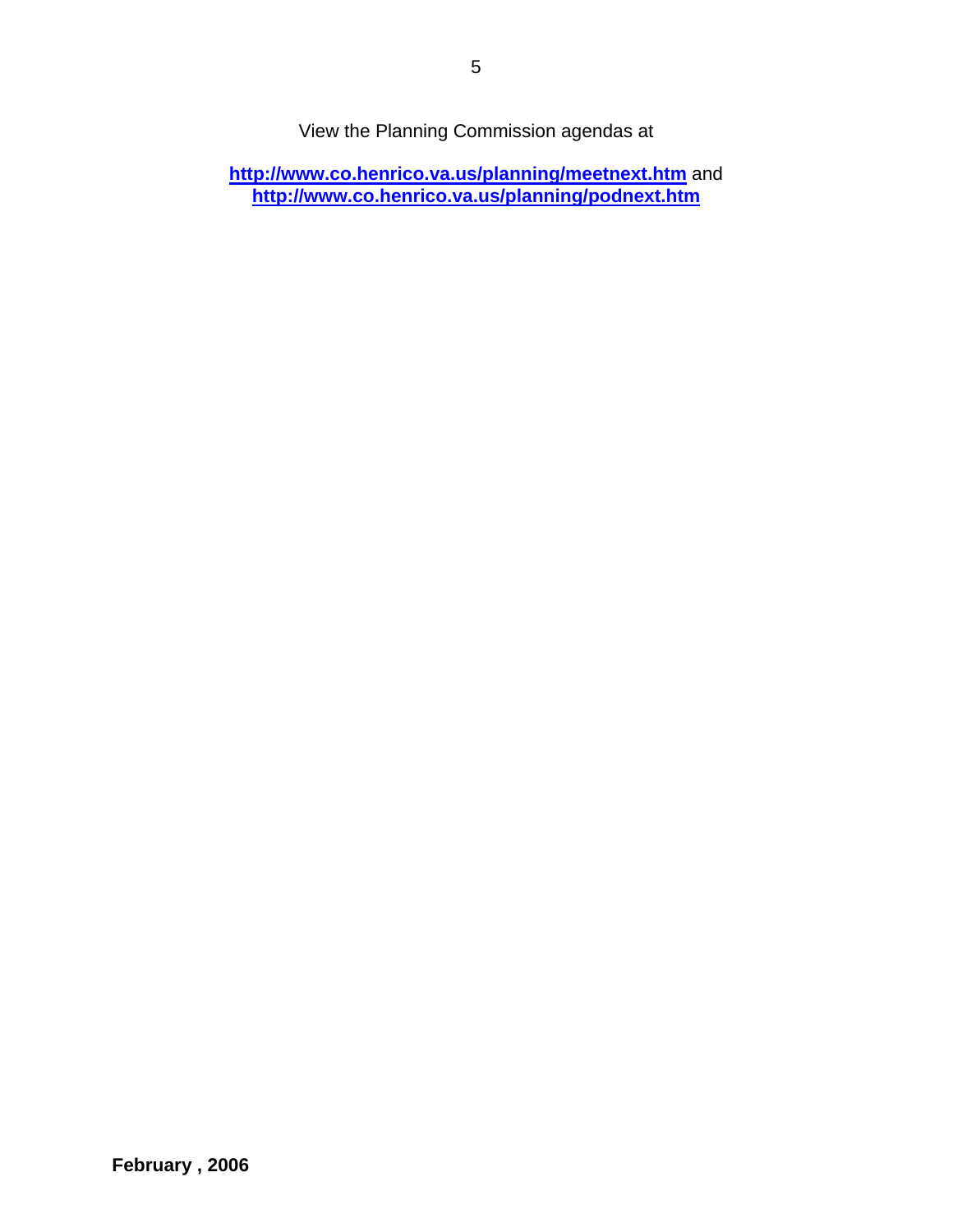View the Planning Commission agendas at

**http://www.co.henrico.va.us/planning/meetnext.htm** and
**http://www.co.henrico.va.us/planning/podnext.htm**

**February , 2006**